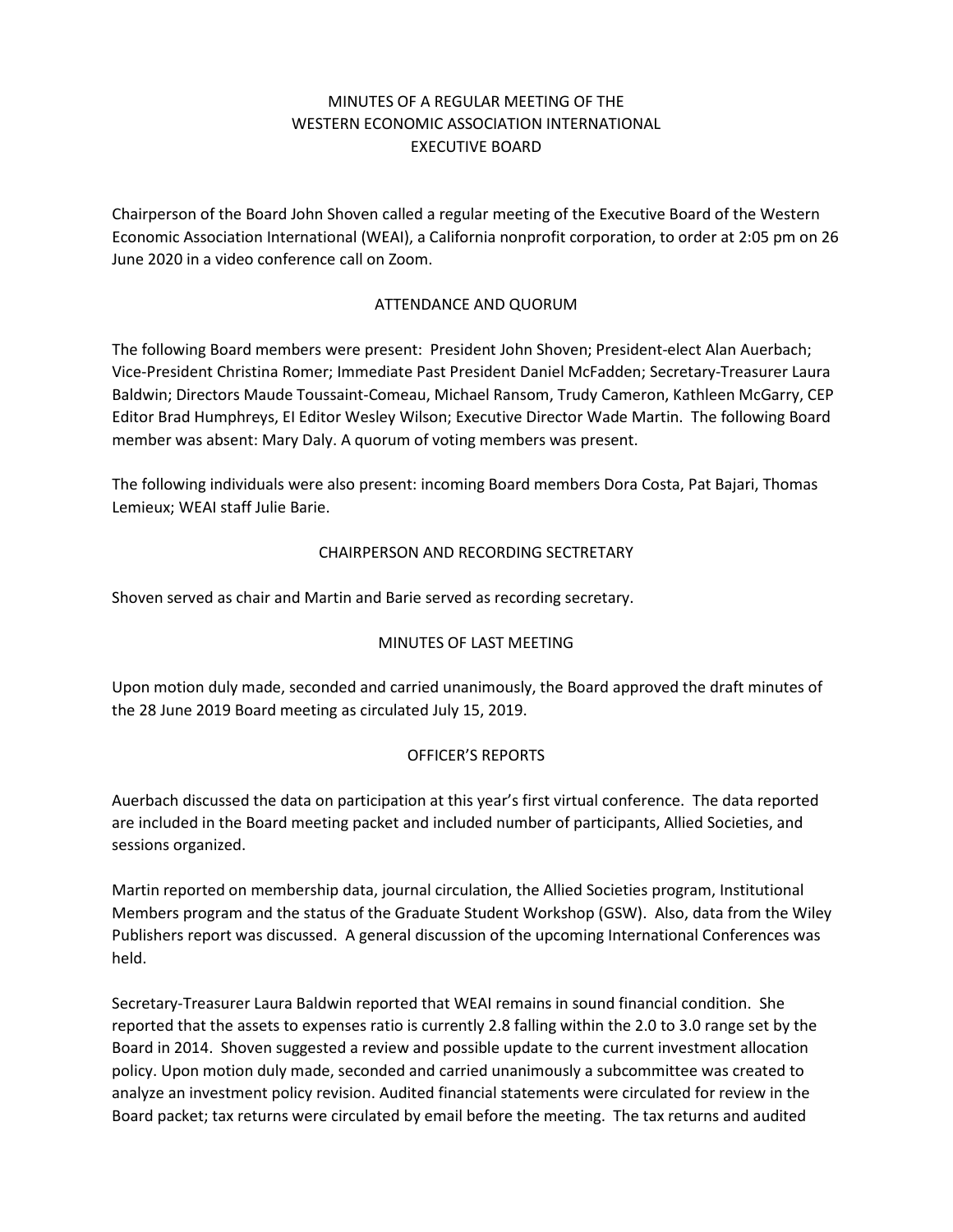# MINUTES OF A REGULAR MEETING OF THE WESTERN ECONOMIC ASSOCIATION INTERNATIONAL EXECUTIVE BOARD

Chairperson of the Board John Shoven called a regular meeting of the Executive Board of the Western Economic Association International (WEAI), a California nonprofit corporation, to order at 2:05 pm on 26 June 2020 in a video conference call on Zoom.

## ATTENDANCE AND QUORUM

The following Board members were present: President John Shoven; President-elect Alan Auerbach; Vice-President Christina Romer; Immediate Past President Daniel McFadden; Secretary-Treasurer Laura Baldwin; Directors Maude Toussaint-Comeau, Michael Ransom, Trudy Cameron, Kathleen McGarry, CEP Editor Brad Humphreys, EI Editor Wesley Wilson; Executive Director Wade Martin. The following Board member was absent: Mary Daly. A quorum of voting members was present.

The following individuals were also present: incoming Board members Dora Costa, Pat Bajari, Thomas Lemieux; WEAI staff Julie Barie.

## CHAIRPERSON AND RECORDING SECTRETARY

Shoven served as chair and Martin and Barie served as recording secretary.

## MINUTES OF LAST MEETING

Upon motion duly made, seconded and carried unanimously, the Board approved the draft minutes of the 28 June 2019 Board meeting as circulated July 15, 2019.

## OFFICER'S REPORTS

Auerbach discussed the data on participation at this year's first virtual conference. The data reported are included in the Board meeting packet and included number of participants, Allied Societies, and sessions organized.

Martin reported on membership data, journal circulation, the Allied Societies program, Institutional Members program and the status of the Graduate Student Workshop (GSW). Also, data from the Wiley Publishers report was discussed. A general discussion of the upcoming International Conferences was held.

Secretary-Treasurer Laura Baldwin reported that WEAI remains in sound financial condition. She reported that the assets to expenses ratio is currently 2.8 falling within the 2.0 to 3.0 range set by the Board in 2014. Shoven suggested a review and possible update to the current investment allocation policy. Upon motion duly made, seconded and carried unanimously a subcommittee was created to analyze an investment policy revision. Audited financial statements were circulated for review in the Board packet; tax returns were circulated by email before the meeting. The tax returns and audited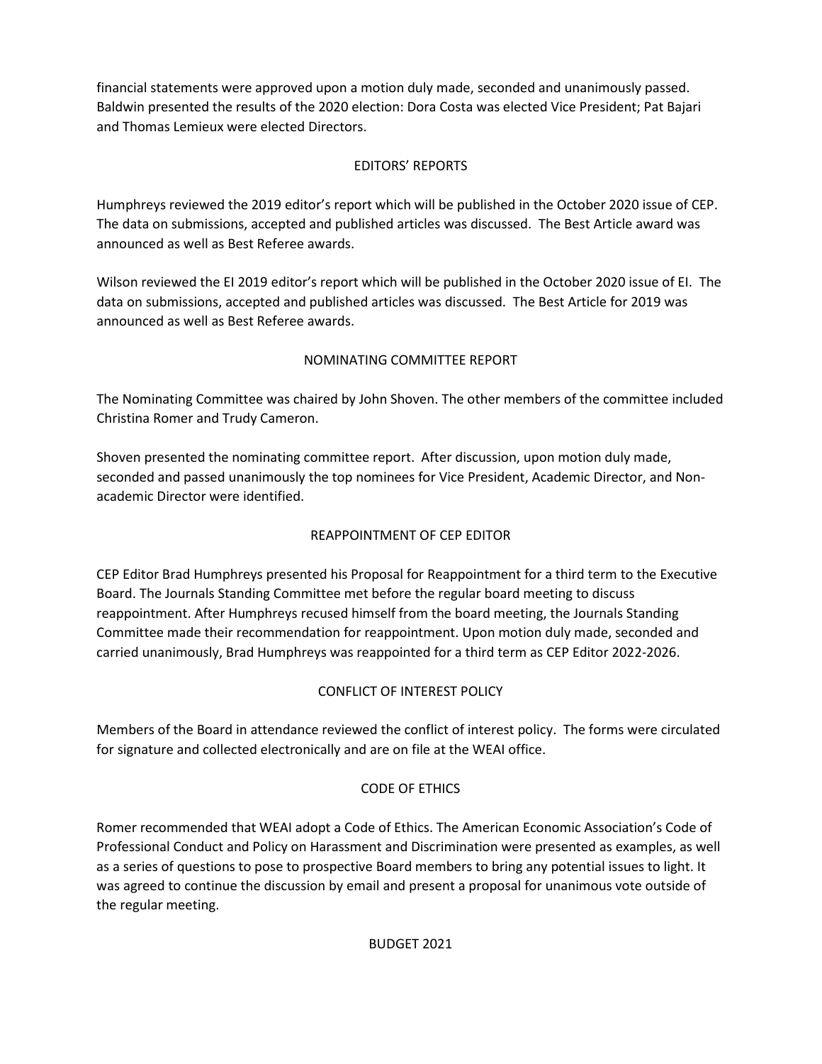financial statements were approved upon a motion duly made, seconded and unanimously passed. Baldwin presented the results of the 2020 election: Dora Costa was elected Vice President; Pat Bajari and Thomas Lemieux were elected Directors.

## EDITORS' REPORTS

Humphreys reviewed the 2019 editor's report which will be published in the October 2020 issue of CEP. The data on submissions, accepted and published articles was discussed. The Best Article award was announced as well as Best Referee awards.

Wilson reviewed the EI 2019 editor's report which will be published in the October 2020 issue of EI. The data on submissions, accepted and published articles was discussed. The Best Article for 2019 was announced as well as Best Referee awards.

## NOMINATING COMMITTEE REPORT

The Nominating Committee was chaired by John Shoven. The other members of the committee included Christina Romer and Trudy Cameron.

Shoven presented the nominating committee report. After discussion, upon motion duly made, seconded and passed unanimously the top nominees for Vice President, Academic Director, and Non-academic Director were identified.

## REAPPOINTMENT OF CEP EDITOR

CEP Editor Brad Humphreys presented his Proposal for Reappointment for a third term to the Executive Board. The Journals Standing Committee met before the regular board meeting to discuss reappointment. After Humphreys recused himself from the board meeting, the Journals Standing Committee made their recommendation for reappointment. Upon motion duly made, seconded and carried unanimously, Brad Humphreys was reappointed for a third term as CEP Editor 2022-2026.

## CONFLICT OF INTEREST POLICY

Members of the Board in attendance reviewed the conflict of interest policy. The forms were circulated for signature and collected electronically and are on file at the WEAI office.

## CODE OF ETHICS

Romer recommended that WEAI adopt a Code of Ethics. The American Economic Association's Code of Professional Conduct and Policy on Harassment and Discrimination were presented as examples, as well as a series of questions to pose to prospective Board members to bring any potential issues to light. It was agreed to continue the discussion by email and present a proposal for unanimous vote outside of the regular meeting.

## BUDGET 2021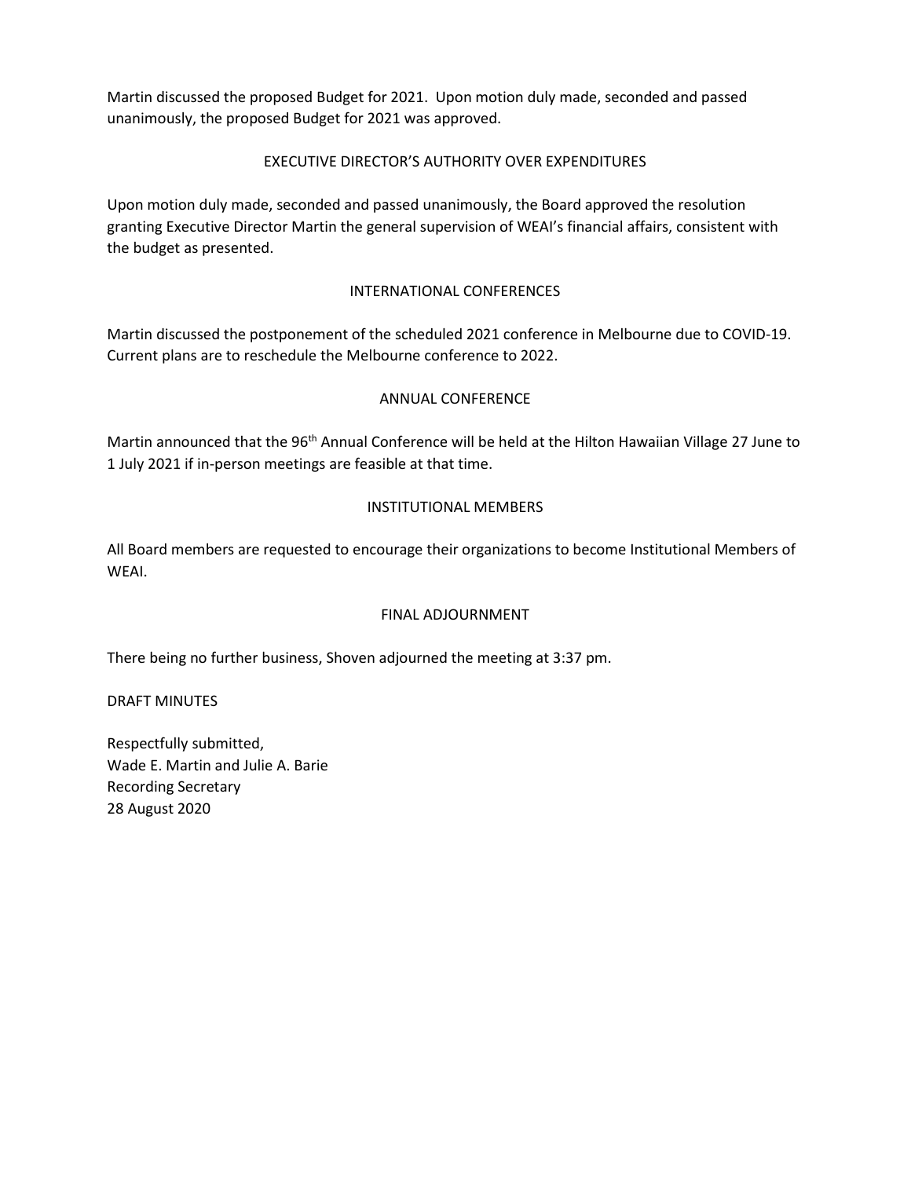Martin discussed the proposed Budget for 2021. Upon motion duly made, seconded and passed unanimously, the proposed Budget for 2021 was approved.

## EXECUTIVE DIRECTOR'S AUTHORITY OVER EXPENDITURES

Upon motion duly made, seconded and passed unanimously, the Board approved the resolution granting Executive Director Martin the general supervision of WEAI's financial affairs, consistent with the budget as presented.

## INTERNATIONAL CONFERENCES

Martin discussed the postponement of the scheduled 2021 conference in Melbourne due to COVID-19. Current plans are to reschedule the Melbourne conference to 2022.

## ANNUAL CONFERENCE

Martin announced that the 96th Annual Conference will be held at the Hilton Hawaiian Village 27 June to 1 July 2021 if in-person meetings are feasible at that time.

## INSTITUTIONAL MEMBERS

All Board members are requested to encourage their organizations to become Institutional Members of WEAI.

## FINAL ADJOURNMENT

There being no further business, Shoven adjourned the meeting at 3:37 pm.

DRAFT MINUTES

Respectfully submitted,
Wade E. Martin and Julie A. Barie
Recording Secretary
28 August 2020